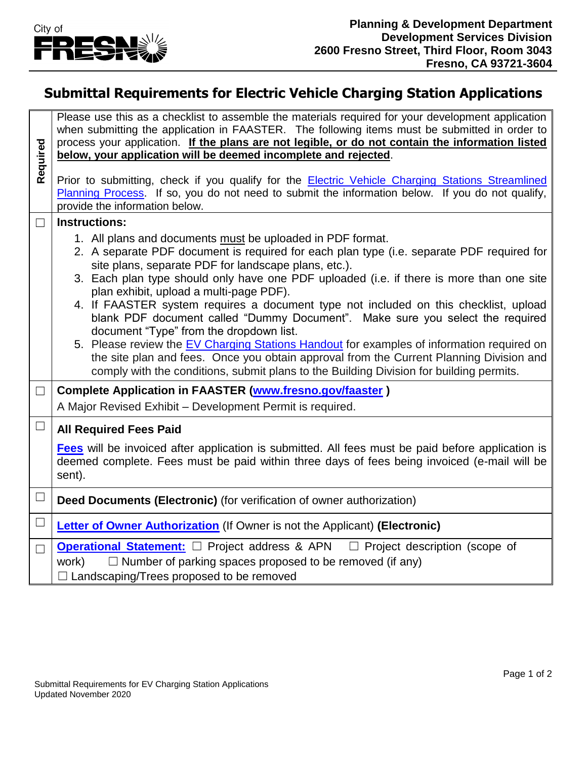City of FRESNO

**Planning & Development Department**
**Development Services Division**
**2600 Fresno Street, Third Floor, Room 3043**
**Fresno, CA 93721-3604**

# Submittal Requirements for Electric Vehicle Charging Station Applications

| Required | |
|---|---|
| | Please use this as a checklist to assemble the materials required for your development application when submitting the application in FAASTER. The following items must be submitted in order to process your application. **If the plans are not legible, or do not contain the information listed below, your application will be deemed incomplete and rejected**.<br><br>Prior to submitting, check if you qualify for the Electric Vehicle Charging Stations Streamlined Planning Process. If so, you do not need to submit the information below. If you do not qualify, provide the information below. |
| ☐ | **Instructions:**<br>1. All plans and documents must be uploaded in PDF format.<br>2. A separate PDF document is required for each plan type (i.e. separate PDF required for site plans, separate PDF for landscape plans, etc.).<br>3. Each plan type should only have one PDF uploaded (i.e. if there is more than one site plan exhibit, upload a multi-page PDF).<br>4. If FAASTER system requires a document type not included on this checklist, upload blank PDF document called "Dummy Document". Make sure you select the required document "Type" from the dropdown list.<br>5. Please review the EV Charging Stations Handout for examples of information required on the site plan and fees. Once you obtain approval from the Current Planning Division and comply with the conditions, submit plans to the Building Division for building permits. |
| ☐ | **Complete Application in FAASTER (www.fresno.gov/faaster )**<br>A Major Revised Exhibit – Development Permit is required. |
| ☐ | **All Required Fees Paid**<br>**Fees** will be invoiced after application is submitted. All fees must be paid before application is deemed complete. Fees must be paid within three days of fees being invoiced (e-mail will be sent). |
| ☐ | **Deed Documents (Electronic)** (for verification of owner authorization) |
| ☐ | **Letter of Owner Authorization** (If Owner is not the Applicant) **(Electronic)** |
| ☐ | **Operational Statement:** ☐ Project address & APN ☐ Project description (scope of work) ☐ Number of parking spaces proposed to be removed (if any) ☐ Landscaping/Trees proposed to be removed |

Submittal Requirements for EV Charging Station Applications
Updated November 2020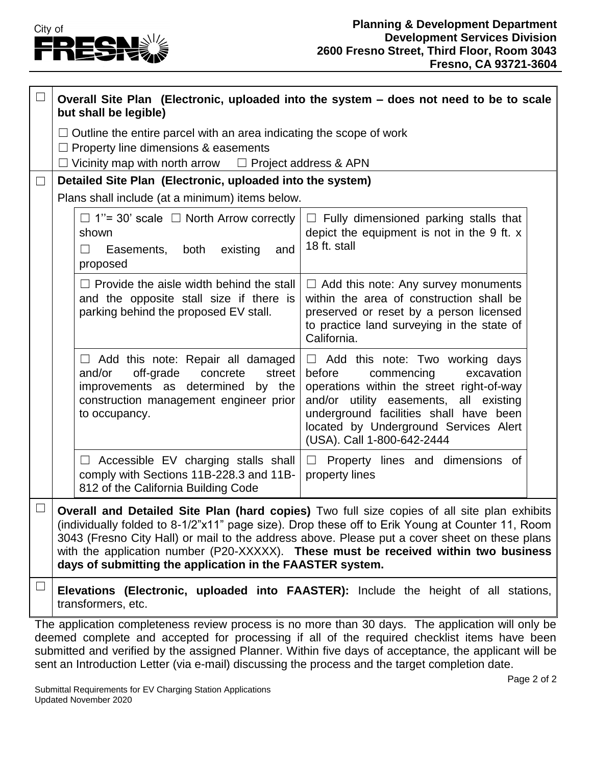City of FRESNO

**Planning & Development Department**
**Development Services Division**
**2600 Fresno Street, Third Floor, Room 3043**
**Fresno, CA 93721-3604**

☐ **Overall Site Plan (Electronic, uploaded into the system – does not need to be to scale but shall be legible)**

- ☐ Outline the entire parcel with an area indicating the scope of work
- ☐ Property line dimensions & easements
- ☐ Vicinity map with north arrow ☐ Project address & APN

☐ **Detailed Site Plan (Electronic, uploaded into the system)**

Plans shall include (at a minimum) items below.

| | |
|---|---|
| ☐ 1''= 30' scale ☐ North Arrow correctly shown<br>☐ Easements, both existing and proposed | ☐ Fully dimensioned parking stalls that depict the equipment is not in the 9 ft. x 18 ft. stall |
| ☐ Provide the aisle width behind the stall and the opposite stall size if there is parking behind the proposed EV stall. | ☐ Add this note: Any survey monuments within the area of construction shall be preserved or reset by a person licensed to practice land surveying in the state of California. |
| ☐ Add this note: Repair all damaged and/or off-grade concrete street improvements as determined by the construction management engineer prior to occupancy. | ☐ Add this note: Two working days before commencing excavation operations within the street right-of-way and/or utility easements, all existing underground facilities shall have been located by Underground Services Alert (USA). Call 1-800-642-2444 |
| ☐ Accessible EV charging stalls shall comply with Sections 11B-228.3 and 11B-812 of the California Building Code | ☐ Property lines and dimensions of property lines |

☐ **Overall and Detailed Site Plan (hard copies)** Two full size copies of all site plan exhibits (individually folded to 8-1/2"x11" page size). Drop these off to Erik Young at Counter 11, Room 3043 (Fresno City Hall) or mail to the address above. Please put a cover sheet on these plans with the application number (P20-XXXXX). **These must be received within two business days of submitting the application in the FAASTER system.**

☐ **Elevations (Electronic, uploaded into FAASTER):** Include the height of all stations, transformers, etc.

The application completeness review process is no more than 30 days. The application will only be deemed complete and accepted for processing if all of the required checklist items have been submitted and verified by the assigned Planner. Within five days of acceptance, the applicant will be sent an Introduction Letter (via e-mail) discussing the process and the target completion date.

Submittal Requirements for EV Charging Station Applications
Updated November 2020